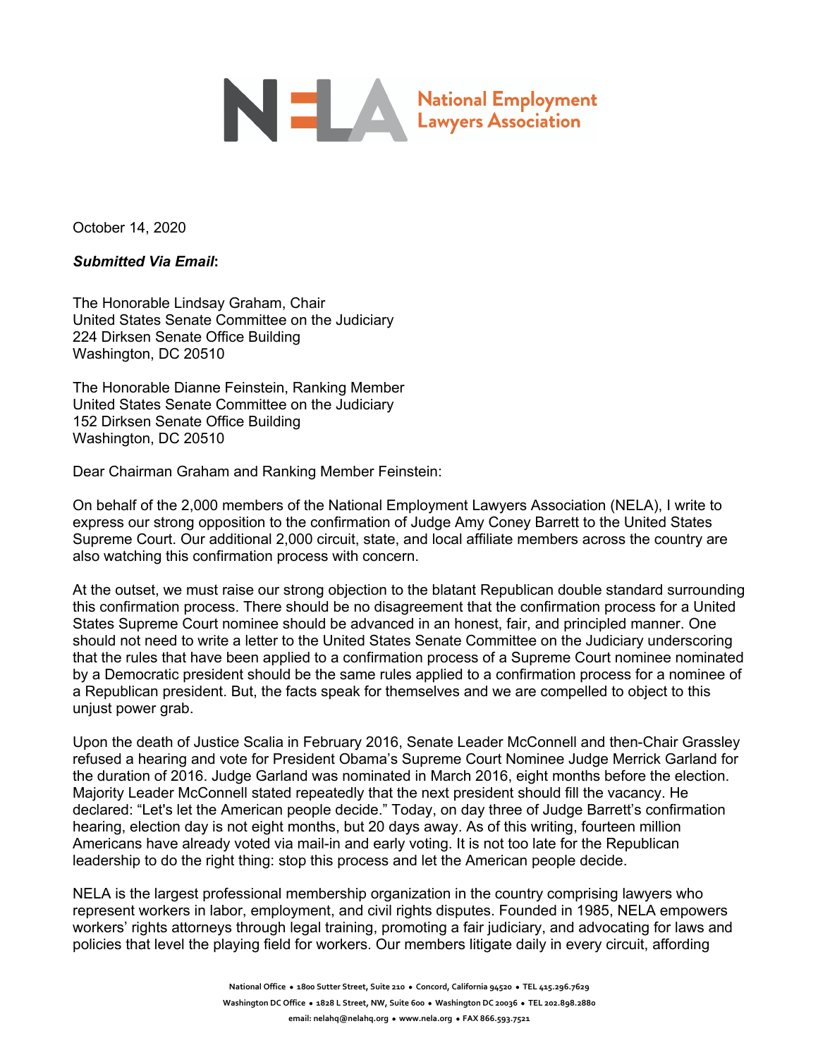**NELA** National Employment Lawyers Association

October 14, 2020

***Submitted Via Email*:**

The Honorable Lindsay Graham, Chair
United States Senate Committee on the Judiciary
224 Dirksen Senate Office Building
Washington, DC 20510

The Honorable Dianne Feinstein, Ranking Member
United States Senate Committee on the Judiciary
152 Dirksen Senate Office Building
Washington, DC 20510

Dear Chairman Graham and Ranking Member Feinstein:

On behalf of the 2,000 members of the National Employment Lawyers Association (NELA), I write to express our strong opposition to the confirmation of Judge Amy Coney Barrett to the United States Supreme Court. Our additional 2,000 circuit, state, and local affiliate members across the country are also watching this confirmation process with concern.

At the outset, we must raise our strong objection to the blatant Republican double standard surrounding this confirmation process. There should be no disagreement that the confirmation process for a United States Supreme Court nominee should be advanced in an honest, fair, and principled manner. One should not need to write a letter to the United States Senate Committee on the Judiciary underscoring that the rules that have been applied to a confirmation process of a Supreme Court nominee nominated by a Democratic president should be the same rules applied to a confirmation process for a nominee of a Republican president. But, the facts speak for themselves and we are compelled to object to this unjust power grab.

Upon the death of Justice Scalia in February 2016, Senate Leader McConnell and then-Chair Grassley refused a hearing and vote for President Obama's Supreme Court Nominee Judge Merrick Garland for the duration of 2016. Judge Garland was nominated in March 2016, eight months before the election. Majority Leader McConnell stated repeatedly that the next president should fill the vacancy. He declared: "Let's let the American people decide." Today, on day three of Judge Barrett's confirmation hearing, election day is not eight months, but 20 days away. As of this writing, fourteen million Americans have already voted via mail-in and early voting. It is not too late for the Republican leadership to do the right thing: stop this process and let the American people decide.

NELA is the largest professional membership organization in the country comprising lawyers who represent workers in labor, employment, and civil rights disputes. Founded in 1985, NELA empowers workers' rights attorneys through legal training, promoting a fair judiciary, and advocating for laws and policies that level the playing field for workers. Our members litigate daily in every circuit, affording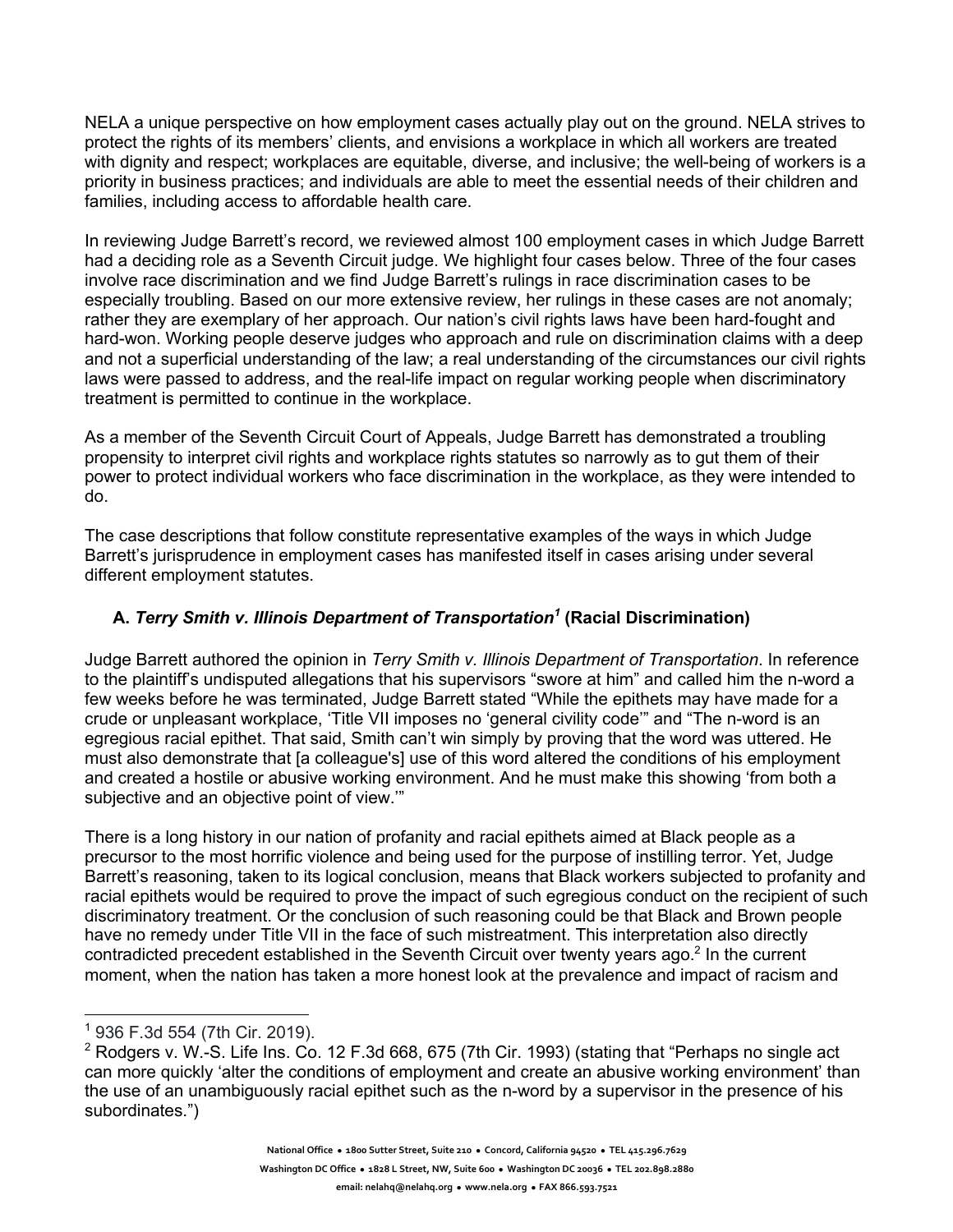NELA a unique perspective on how employment cases actually play out on the ground. NELA strives to protect the rights of its members' clients, and envisions a workplace in which all workers are treated with dignity and respect; workplaces are equitable, diverse, and inclusive; the well-being of workers is a priority in business practices; and individuals are able to meet the essential needs of their children and families, including access to affordable health care.

In reviewing Judge Barrett's record, we reviewed almost 100 employment cases in which Judge Barrett had a deciding role as a Seventh Circuit judge. We highlight four cases below. Three of the four cases involve race discrimination and we find Judge Barrett's rulings in race discrimination cases to be especially troubling. Based on our more extensive review, her rulings in these cases are not anomaly; rather they are exemplary of her approach. Our nation's civil rights laws have been hard-fought and hard-won. Working people deserve judges who approach and rule on discrimination claims with a deep and not a superficial understanding of the law; a real understanding of the circumstances our civil rights laws were passed to address, and the real-life impact on regular working people when discriminatory treatment is permitted to continue in the workplace.

As a member of the Seventh Circuit Court of Appeals, Judge Barrett has demonstrated a troubling propensity to interpret civil rights and workplace rights statutes so narrowly as to gut them of their power to protect individual workers who face discrimination in the workplace, as they were intended to do.

The case descriptions that follow constitute representative examples of the ways in which Judge Barrett's jurisprudence in employment cases has manifested itself in cases arising under several different employment statutes.

### A. *Terry Smith v. Illinois Department of Transportation*[1] (Racial Discrimination)

Judge Barrett authored the opinion in *Terry Smith v. Illinois Department of Transportation*. In reference to the plaintiff's undisputed allegations that his supervisors "swore at him" and called him the n-word a few weeks before he was terminated, Judge Barrett stated "While the epithets may have made for a crude or unpleasant workplace, 'Title VII imposes no 'general civility code'" and "The n-word is an egregious racial epithet. That said, Smith can't win simply by proving that the word was uttered. He must also demonstrate that [a colleague's] use of this word altered the conditions of his employment and created a hostile or abusive working environment. And he must make this showing 'from both a subjective and an objective point of view.'"

There is a long history in our nation of profanity and racial epithets aimed at Black people as a precursor to the most horrific violence and being used for the purpose of instilling terror. Yet, Judge Barrett's reasoning, taken to its logical conclusion, means that Black workers subjected to profanity and racial epithets would be required to prove the impact of such egregious conduct on the recipient of such discriminatory treatment. Or the conclusion of such reasoning could be that Black and Brown people have no remedy under Title VII in the face of such mistreatment. This interpretation also directly contradicted precedent established in the Seventh Circuit over twenty years ago.[2] In the current moment, when the nation has taken a more honest look at the prevalence and impact of racism and

---

[1] 936 F.3d 554 (7th Cir. 2019).

[2] Rodgers v. W.-S. Life Ins. Co. 12 F.3d 668, 675 (7th Cir. 1993) (stating that "Perhaps no single act can more quickly 'alter the conditions of employment and create an abusive working environment' than the use of an unambiguously racial epithet such as the n-word by a supervisor in the presence of his subordinates.")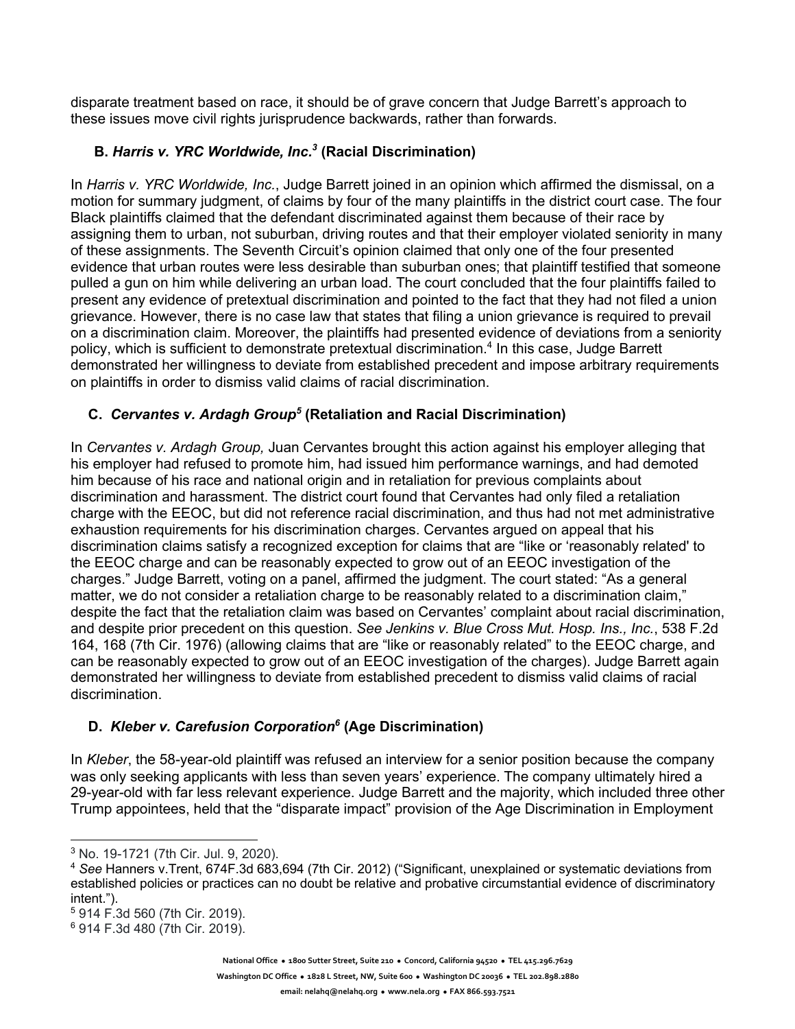disparate treatment based on race, it should be of grave concern that Judge Barrett's approach to these issues move civil rights jurisprudence backwards, rather than forwards.

### B. *Harris v. YRC Worldwide, Inc.*[3] (Racial Discrimination)

In *Harris v. YRC Worldwide, Inc.*, Judge Barrett joined in an opinion which affirmed the dismissal, on a motion for summary judgment, of claims by four of the many plaintiffs in the district court case. The four Black plaintiffs claimed that the defendant discriminated against them because of their race by assigning them to urban, not suburban, driving routes and that their employer violated seniority in many of these assignments. The Seventh Circuit's opinion claimed that only one of the four presented evidence that urban routes were less desirable than suburban ones; that plaintiff testified that someone pulled a gun on him while delivering an urban load. The court concluded that the four plaintiffs failed to present any evidence of pretextual discrimination and pointed to the fact that they had not filed a union grievance. However, there is no case law that states that filing a union grievance is required to prevail on a discrimination claim. Moreover, the plaintiffs had presented evidence of deviations from a seniority policy, which is sufficient to demonstrate pretextual discrimination.[4] In this case, Judge Barrett demonstrated her willingness to deviate from established precedent and impose arbitrary requirements on plaintiffs in order to dismiss valid claims of racial discrimination.

### C. *Cervantes v. Ardagh Group*[5] (Retaliation and Racial Discrimination)

In *Cervantes v. Ardagh Group,* Juan Cervantes brought this action against his employer alleging that his employer had refused to promote him, had issued him performance warnings, and had demoted him because of his race and national origin and in retaliation for previous complaints about discrimination and harassment. The district court found that Cervantes had only filed a retaliation charge with the EEOC, but did not reference racial discrimination, and thus had not met administrative exhaustion requirements for his discrimination charges. Cervantes argued on appeal that his discrimination claims satisfy a recognized exception for claims that are "like or 'reasonably related' to the EEOC charge and can be reasonably expected to grow out of an EEOC investigation of the charges." Judge Barrett, voting on a panel, affirmed the judgment. The court stated: "As a general matter, we do not consider a retaliation charge to be reasonably related to a discrimination claim," despite the fact that the retaliation claim was based on Cervantes' complaint about racial discrimination, and despite prior precedent on this question. *See Jenkins v. Blue Cross Mut. Hosp. Ins., Inc.*, 538 F.2d 164, 168 (7th Cir. 1976) (allowing claims that are "like or reasonably related" to the EEOC charge, and can be reasonably expected to grow out of an EEOC investigation of the charges). Judge Barrett again demonstrated her willingness to deviate from established precedent to dismiss valid claims of racial discrimination.

### D. *Kleber v. Carefusion Corporation*[6] (Age Discrimination)

In *Kleber*, the 58-year-old plaintiff was refused an interview for a senior position because the company was only seeking applicants with less than seven years' experience. The company ultimately hired a 29-year-old with far less relevant experience. Judge Barrett and the majority, which included three other Trump appointees, held that the "disparate impact" provision of the Age Discrimination in Employment

---

[3] No. 19-1721 (7th Cir. Jul. 9, 2020).

[4] *See* Hanners v.Trent, 674F.3d 683,694 (7th Cir. 2012) ("Significant, unexplained or systematic deviations from established policies or practices can no doubt be relative and probative circumstantial evidence of discriminatory intent.").

[5] 914 F.3d 560 (7th Cir. 2019).

[6] 914 F.3d 480 (7th Cir. 2019).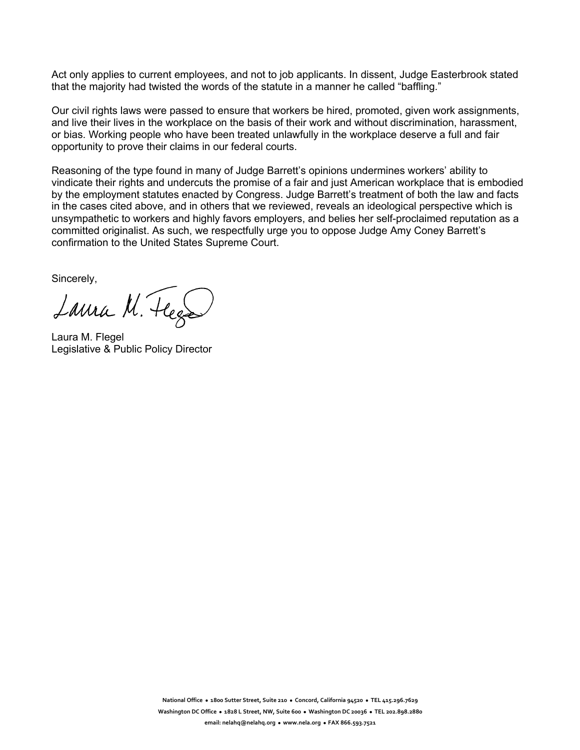Act only applies to current employees, and not to job applicants. In dissent, Judge Easterbrook stated that the majority had twisted the words of the statute in a manner he called "baffling."

Our civil rights laws were passed to ensure that workers be hired, promoted, given work assignments, and live their lives in the workplace on the basis of their work and without discrimination, harassment, or bias. Working people who have been treated unlawfully in the workplace deserve a full and fair opportunity to prove their claims in our federal courts.

Reasoning of the type found in many of Judge Barrett's opinions undermines workers' ability to vindicate their rights and undercuts the promise of a fair and just American workplace that is embodied by the employment statutes enacted by Congress. Judge Barrett's treatment of both the law and facts in the cases cited above, and in others that we reviewed, reveals an ideological perspective which is unsympathetic to workers and highly favors employers, and belies her self-proclaimed reputation as a committed originalist. As such, we respectfully urge you to oppose Judge Amy Coney Barrett's confirmation to the United States Supreme Court.

Sincerely,

Laura M. Flegel

Laura M. Flegel
Legislative & Public Policy Director

National Office • 1800 Sutter Street, Suite 210 • Concord, California 94520 • TEL 415.296.7629
Washington DC Office • 1828 L Street, NW, Suite 600 • Washington DC 20036 • TEL 202.898.2880
email: nelahq@nelahq.org • www.nela.org • FAX 866.593.7521